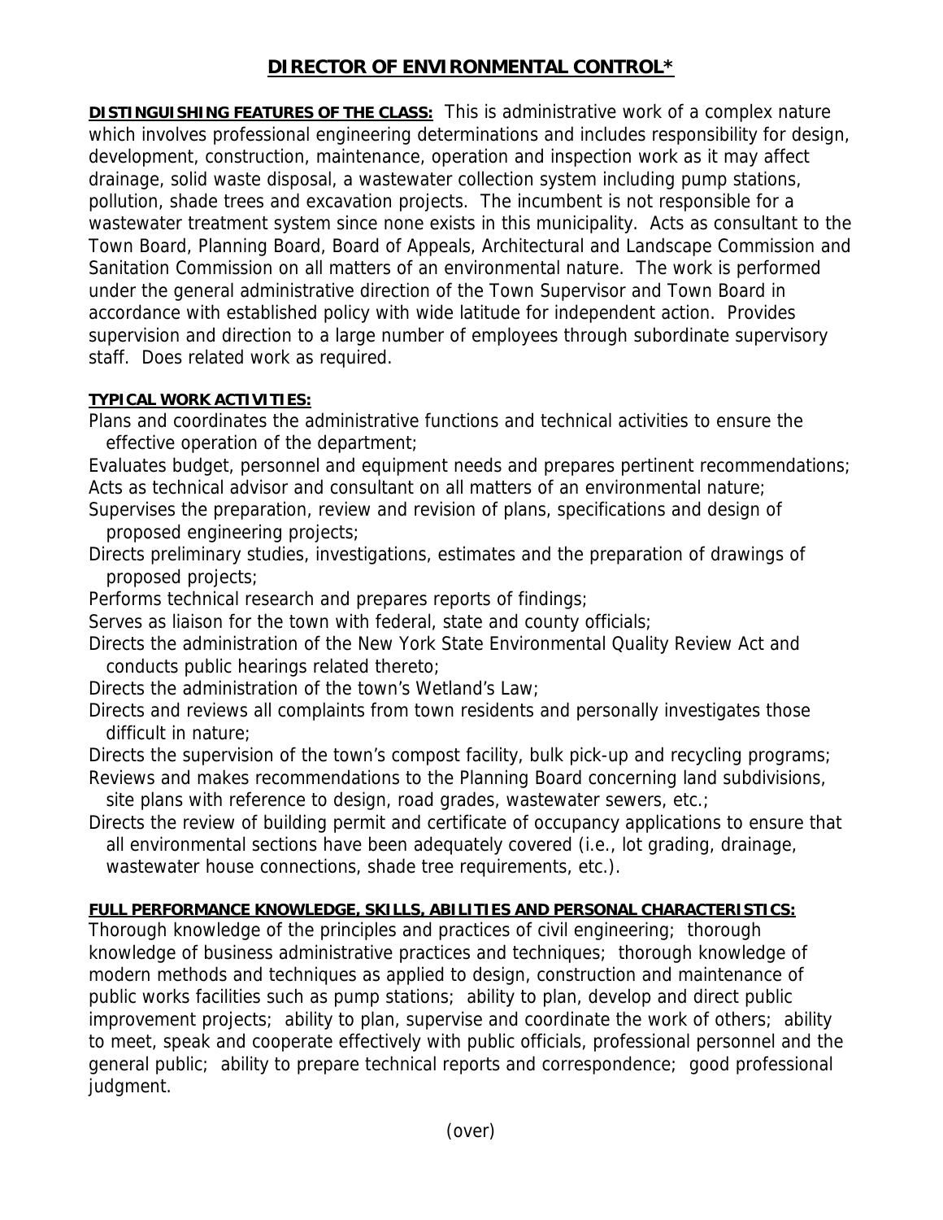# DIRECTOR OF ENVIRONMENTAL CONTROL*

**DISTINGUISHING FEATURES OF THE CLASS:** This is administrative work of a complex nature which involves professional engineering determinations and includes responsibility for design, development, construction, maintenance, operation and inspection work as it may affect drainage, solid waste disposal, a wastewater collection system including pump stations, pollution, shade trees and excavation projects. The incumbent is not responsible for a wastewater treatment system since none exists in this municipality. Acts as consultant to the Town Board, Planning Board, Board of Appeals, Architectural and Landscape Commission and Sanitation Commission on all matters of an environmental nature. The work is performed under the general administrative direction of the Town Supervisor and Town Board in accordance with established policy with wide latitude for independent action. Provides supervision and direction to a large number of employees through subordinate supervisory staff. Does related work as required.

**TYPICAL WORK ACTIVITIES:**

Plans and coordinates the administrative functions and technical activities to ensure the effective operation of the department;

Evaluates budget, personnel and equipment needs and prepares pertinent recommendations;

Acts as technical advisor and consultant on all matters of an environmental nature;

Supervises the preparation, review and revision of plans, specifications and design of proposed engineering projects;

Directs preliminary studies, investigations, estimates and the preparation of drawings of proposed projects;

Performs technical research and prepares reports of findings;

Serves as liaison for the town with federal, state and county officials;

Directs the administration of the New York State Environmental Quality Review Act and conducts public hearings related thereto;

Directs the administration of the town's Wetland's Law;

Directs and reviews all complaints from town residents and personally investigates those difficult in nature;

Directs the supervision of the town's compost facility, bulk pick-up and recycling programs;

Reviews and makes recommendations to the Planning Board concerning land subdivisions, site plans with reference to design, road grades, wastewater sewers, etc.;

Directs the review of building permit and certificate of occupancy applications to ensure that all environmental sections have been adequately covered (i.e., lot grading, drainage, wastewater house connections, shade tree requirements, etc.).

**FULL PERFORMANCE KNOWLEDGE, SKILLS, ABILITIES AND PERSONAL CHARACTERISTICS:**

Thorough knowledge of the principles and practices of civil engineering; thorough knowledge of business administrative practices and techniques; thorough knowledge of modern methods and techniques as applied to design, construction and maintenance of public works facilities such as pump stations; ability to plan, develop and direct public improvement projects; ability to plan, supervise and coordinate the work of others; ability to meet, speak and cooperate effectively with public officials, professional personnel and the general public; ability to prepare technical reports and correspondence; good professional judgment.

(over)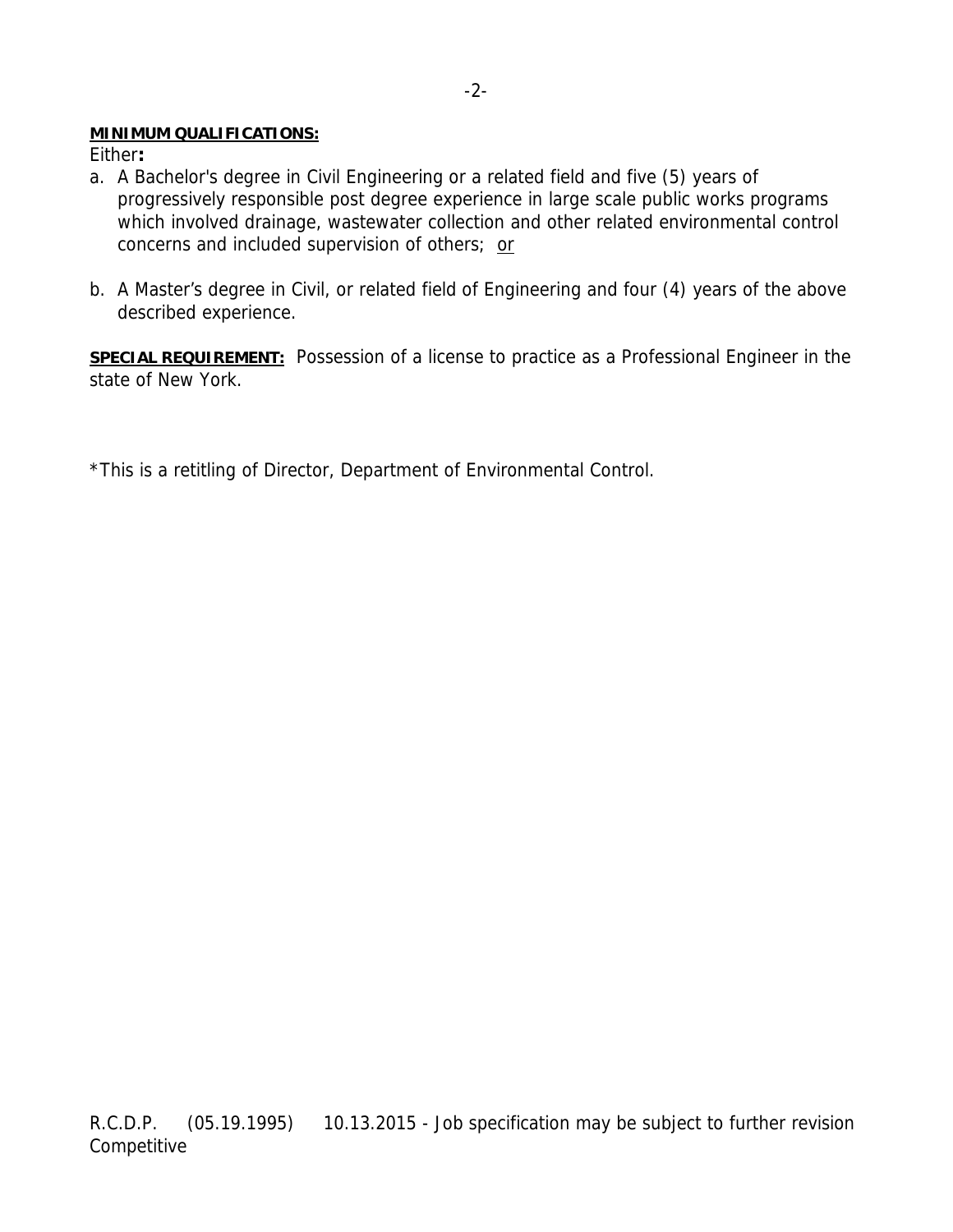**MINIMUM QUALIFICATIONS:**

Either**:**

a. A Bachelor's degree in Civil Engineering or a related field and five (5) years of progressively responsible post degree experience in large scale public works programs which involved drainage, wastewater collection and other related environmental control concerns and included supervision of others; <u>or</u>

b. A Master's degree in Civil, or related field of Engineering and four (4) years of the above described experience.

**SPECIAL REQUIREMENT:** Possession of a license to practice as a Professional Engineer in the state of New York.

*This is a retitling of Director, Department of Environmental Control.

R.C.D.P. (05.19.1995) 10.13.2015 - Job specification may be subject to further revision
Competitive